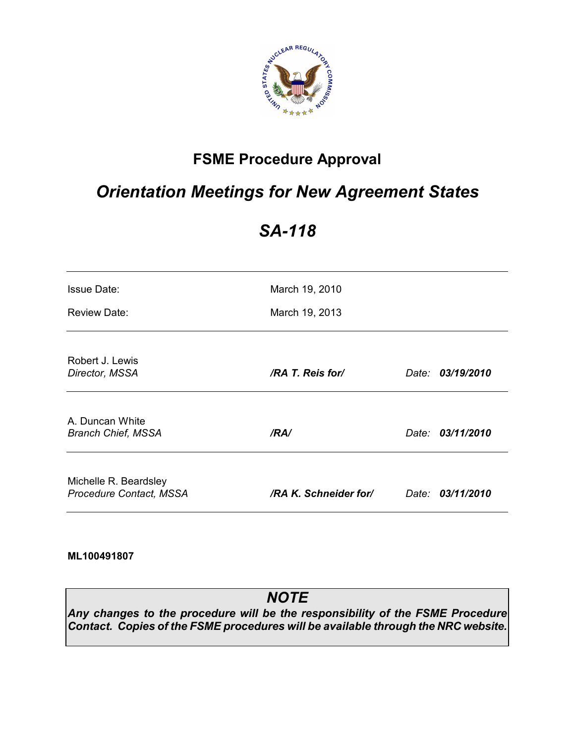# FSME Procedure Approval

## *Orientation Meetings for New Agreement States*

## *SA-118*

| | |
|---|---|
| Issue Date: | March 19, 2010 |
| Review Date: | March 19, 2013 |

| | | |
|---|---|---|
| Robert J. Lewis<br>*Director, MSSA* | ***/RA T. Reis for/*** | *Date:* ***03/19/2010*** |
| A. Duncan White<br>*Branch Chief, MSSA* | ***/RA/*** | *Date:* ***03/11/2010*** |
| Michelle R. Beardsley<br>*Procedure Contact, MSSA* | ***/RA K. Schneider for/*** | *Date:* ***03/11/2010*** |

**ML100491807**

> ***NOTE***
>
> ***Any changes to the procedure will be the responsibility of the FSME Procedure Contact. Copies of the FSME procedures will be available through the NRC website.***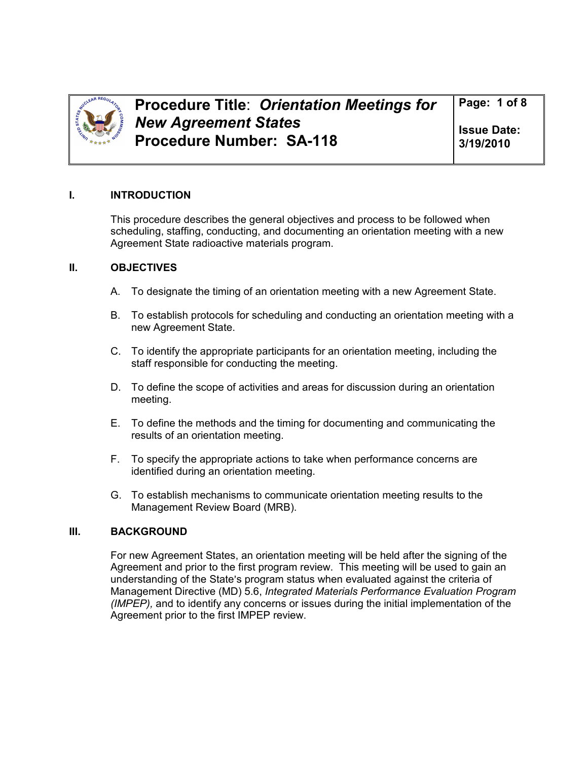# Procedure Title: *Orientation Meetings for New Agreement States*
# Procedure Number: SA-118

Issue Date: 3/19/2010

## I. INTRODUCTION

This procedure describes the general objectives and process to be followed when scheduling, staffing, conducting, and documenting an orientation meeting with a new Agreement State radioactive materials program.

## II. OBJECTIVES

A. To designate the timing of an orientation meeting with a new Agreement State.

B. To establish protocols for scheduling and conducting an orientation meeting with a new Agreement State.

C. To identify the appropriate participants for an orientation meeting, including the staff responsible for conducting the meeting.

D. To define the scope of activities and areas for discussion during an orientation meeting.

E. To define the methods and the timing for documenting and communicating the results of an orientation meeting.

F. To specify the appropriate actions to take when performance concerns are identified during an orientation meeting.

G. To establish mechanisms to communicate orientation meeting results to the Management Review Board (MRB).

## III. BACKGROUND

For new Agreement States, an orientation meeting will be held after the signing of the Agreement and prior to the first program review. This meeting will be used to gain an understanding of the State's program status when evaluated against the criteria of Management Directive (MD) 5.6, *Integrated Materials Performance Evaluation Program (IMPEP),* and to identify any concerns or issues during the initial implementation of the Agreement prior to the first IMPEP review.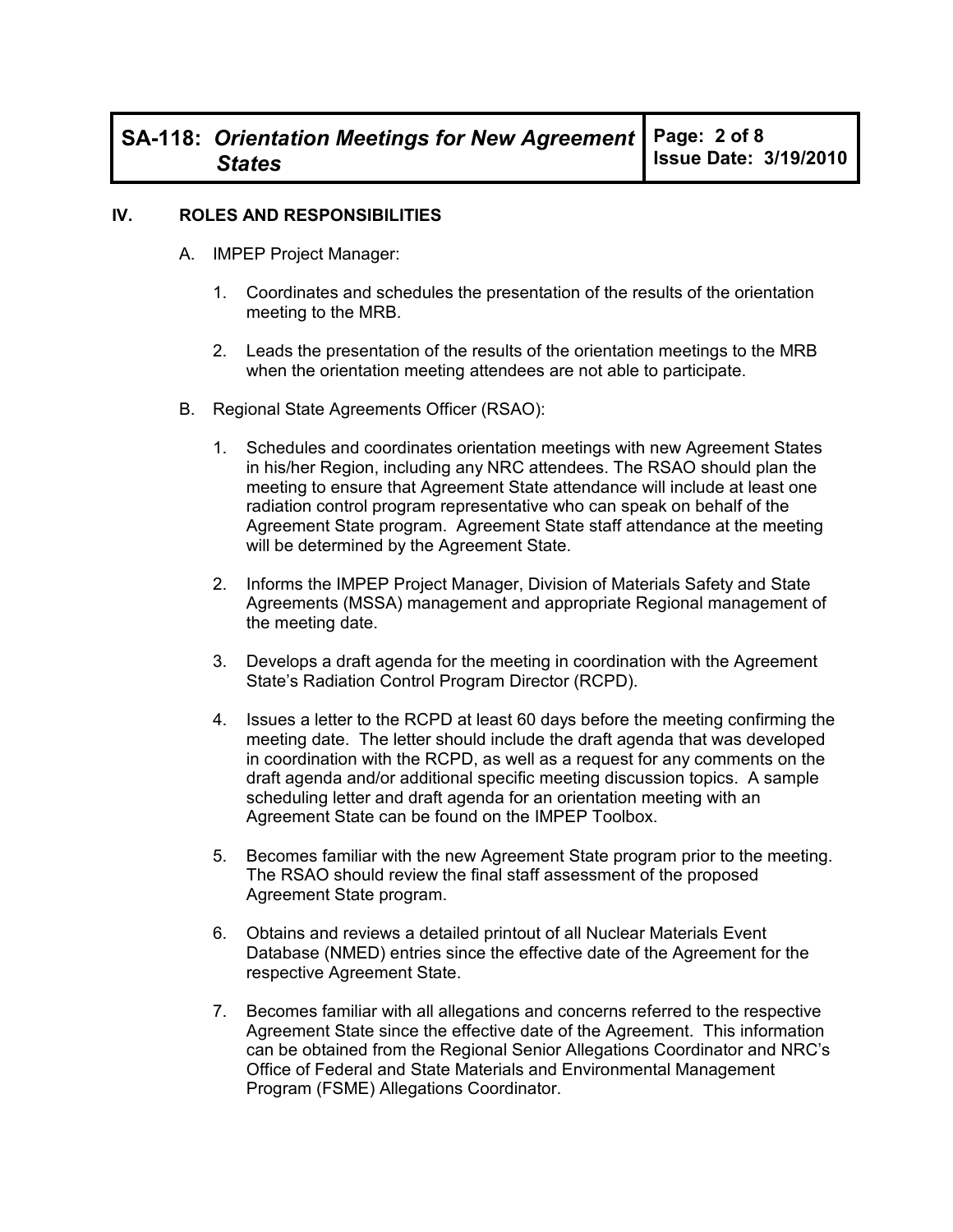## IV. ROLES AND RESPONSIBILITIES

A. IMPEP Project Manager:

1. Coordinates and schedules the presentation of the results of the orientation meeting to the MRB.

2. Leads the presentation of the results of the orientation meetings to the MRB when the orientation meeting attendees are not able to participate.

B. Regional State Agreements Officer (RSAO):

1. Schedules and coordinates orientation meetings with new Agreement States in his/her Region, including any NRC attendees. The RSAO should plan the meeting to ensure that Agreement State attendance will include at least one radiation control program representative who can speak on behalf of the Agreement State program. Agreement State staff attendance at the meeting will be determined by the Agreement State.

2. Informs the IMPEP Project Manager, Division of Materials Safety and State Agreements (MSSA) management and appropriate Regional management of the meeting date.

3. Develops a draft agenda for the meeting in coordination with the Agreement State's Radiation Control Program Director (RCPD).

4. Issues a letter to the RCPD at least 60 days before the meeting confirming the meeting date. The letter should include the draft agenda that was developed in coordination with the RCPD, as well as a request for any comments on the draft agenda and/or additional specific meeting discussion topics. A sample scheduling letter and draft agenda for an orientation meeting with an Agreement State can be found on the IMPEP Toolbox.

5. Becomes familiar with the new Agreement State program prior to the meeting. The RSAO should review the final staff assessment of the proposed Agreement State program.

6. Obtains and reviews a detailed printout of all Nuclear Materials Event Database (NMED) entries since the effective date of the Agreement for the respective Agreement State.

7. Becomes familiar with all allegations and concerns referred to the respective Agreement State since the effective date of the Agreement. This information can be obtained from the Regional Senior Allegations Coordinator and NRC's Office of Federal and State Materials and Environmental Management Program (FSME) Allegations Coordinator.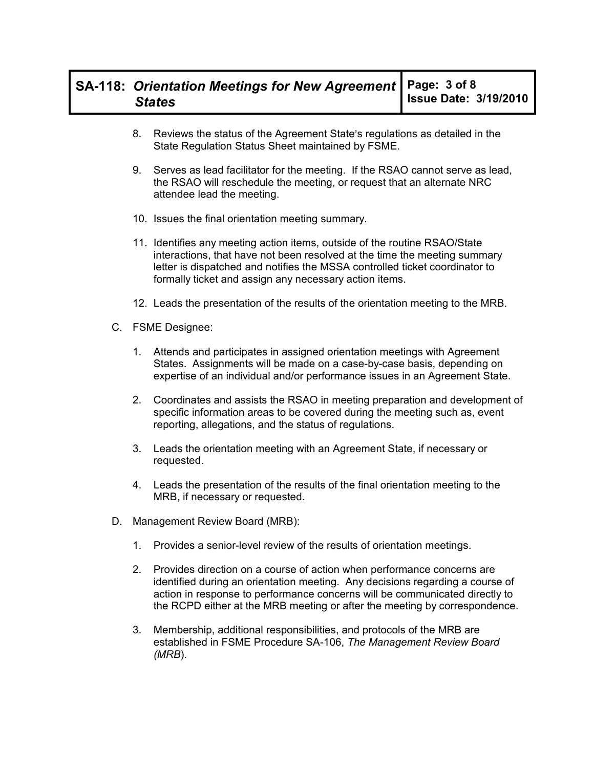8. Reviews the status of the Agreement State's regulations as detailed in the State Regulation Status Sheet maintained by FSME.

9. Serves as lead facilitator for the meeting. If the RSAO cannot serve as lead, the RSAO will reschedule the meeting, or request that an alternate NRC attendee lead the meeting.

10. Issues the final orientation meeting summary.

11. Identifies any meeting action items, outside of the routine RSAO/State interactions, that have not been resolved at the time the meeting summary letter is dispatched and notifies the MSSA controlled ticket coordinator to formally ticket and assign any necessary action items.

12. Leads the presentation of the results of the orientation meeting to the MRB.

C. FSME Designee:

1. Attends and participates in assigned orientation meetings with Agreement States. Assignments will be made on a case-by-case basis, depending on expertise of an individual and/or performance issues in an Agreement State.

2. Coordinates and assists the RSAO in meeting preparation and development of specific information areas to be covered during the meeting such as, event reporting, allegations, and the status of regulations.

3. Leads the orientation meeting with an Agreement State, if necessary or requested.

4. Leads the presentation of the results of the final orientation meeting to the MRB, if necessary or requested.

D. Management Review Board (MRB):

1. Provides a senior-level review of the results of orientation meetings.

2. Provides direction on a course of action when performance concerns are identified during an orientation meeting. Any decisions regarding a course of action in response to performance concerns will be communicated directly to the RCPD either at the MRB meeting or after the meeting by correspondence.

3. Membership, additional responsibilities, and protocols of the MRB are established in FSME Procedure SA-106, *The Management Review Board (MRB)*.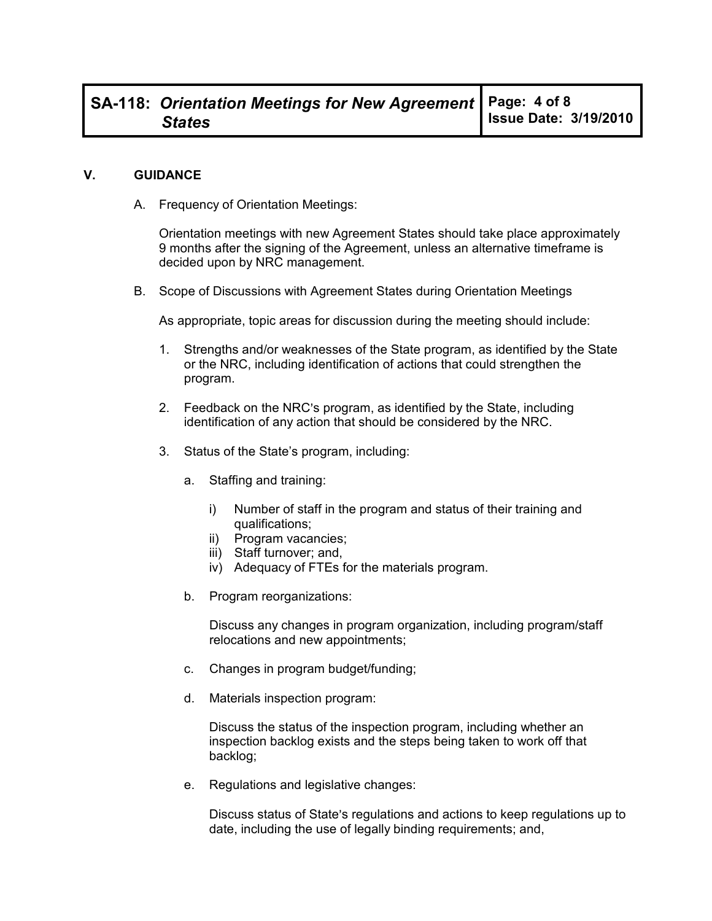## V. GUIDANCE

A. Frequency of Orientation Meetings:

Orientation meetings with new Agreement States should take place approximately 9 months after the signing of the Agreement, unless an alternative timeframe is decided upon by NRC management.

B. Scope of Discussions with Agreement States during Orientation Meetings

As appropriate, topic areas for discussion during the meeting should include:

1. Strengths and/or weaknesses of the State program, as identified by the State or the NRC, including identification of actions that could strengthen the program.

2. Feedback on the NRC's program, as identified by the State, including identification of any action that should be considered by the NRC.

3. Status of the State's program, including:

   a. Staffing and training:

      i) Number of staff in the program and status of their training and qualifications;
      ii) Program vacancies;
      iii) Staff turnover; and,
      iv) Adequacy of FTEs for the materials program.

   b. Program reorganizations:

      Discuss any changes in program organization, including program/staff relocations and new appointments;

   c. Changes in program budget/funding;

   d. Materials inspection program:

      Discuss the status of the inspection program, including whether an inspection backlog exists and the steps being taken to work off that backlog;

   e. Regulations and legislative changes:

      Discuss status of State's regulations and actions to keep regulations up to date, including the use of legally binding requirements; and,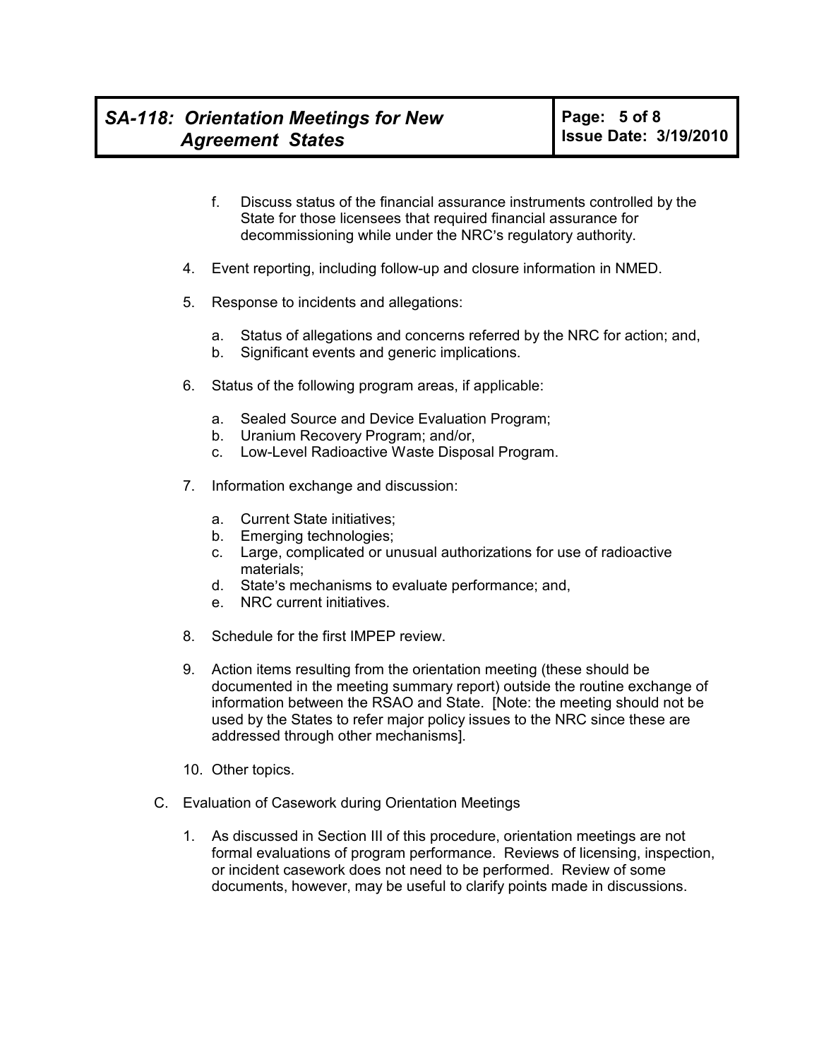f. Discuss status of the financial assurance instruments controlled by the State for those licensees that required financial assurance for decommissioning while under the NRC's regulatory authority.

4. Event reporting, including follow-up and closure information in NMED.

5. Response to incidents and allegations:

   a. Status of allegations and concerns referred by the NRC for action; and,
   b. Significant events and generic implications.

6. Status of the following program areas, if applicable:

   a. Sealed Source and Device Evaluation Program;
   b. Uranium Recovery Program; and/or,
   c. Low-Level Radioactive Waste Disposal Program.

7. Information exchange and discussion:

   a. Current State initiatives;
   b. Emerging technologies;
   c. Large, complicated or unusual authorizations for use of radioactive materials;
   d. State's mechanisms to evaluate performance; and,
   e. NRC current initiatives.

8. Schedule for the first IMPEP review.

9. Action items resulting from the orientation meeting (these should be documented in the meeting summary report) outside the routine exchange of information between the RSAO and State. [Note: the meeting should not be used by the States to refer major policy issues to the NRC since these are addressed through other mechanisms].

10. Other topics.

C. Evaluation of Casework during Orientation Meetings

   1. As discussed in Section III of this procedure, orientation meetings are not formal evaluations of program performance. Reviews of licensing, inspection, or incident casework does not need to be performed. Review of some documents, however, may be useful to clarify points made in discussions.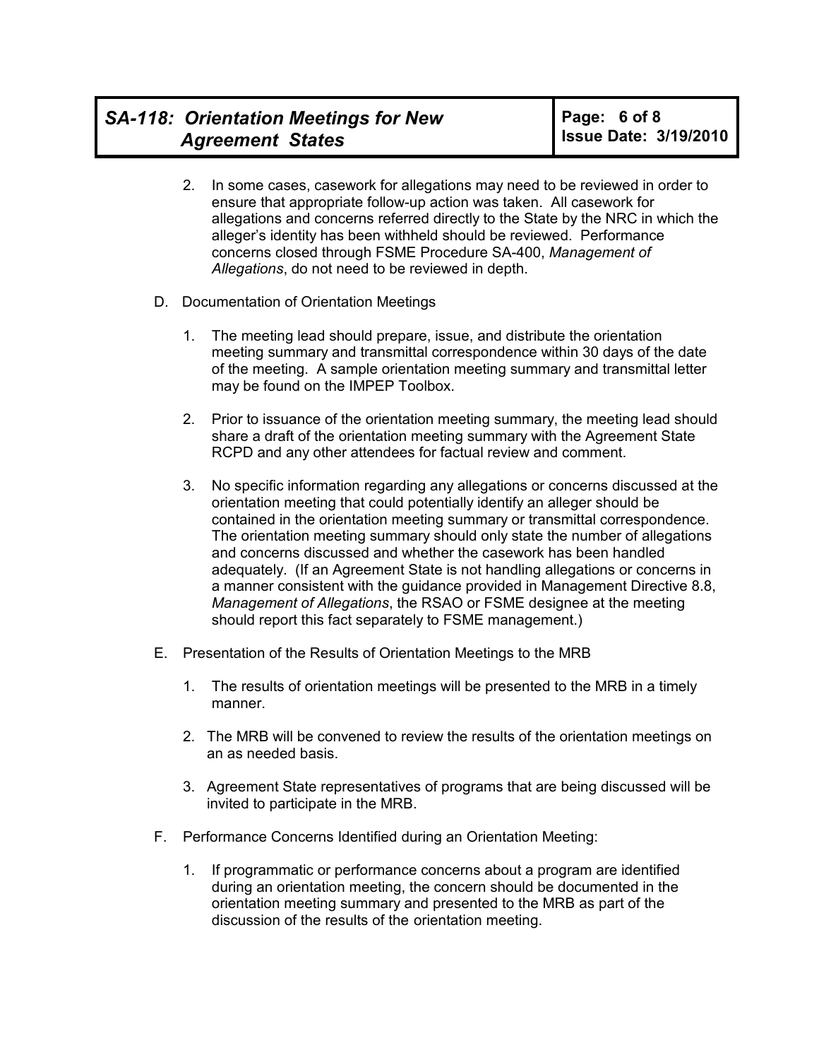2. In some cases, casework for allegations may need to be reviewed in order to ensure that appropriate follow-up action was taken. All casework for allegations and concerns referred directly to the State by the NRC in which the alleger's identity has been withheld should be reviewed. Performance concerns closed through FSME Procedure SA-400, *Management of Allegations*, do not need to be reviewed in depth.

D. Documentation of Orientation Meetings

1. The meeting lead should prepare, issue, and distribute the orientation meeting summary and transmittal correspondence within 30 days of the date of the meeting. A sample orientation meeting summary and transmittal letter may be found on the IMPEP Toolbox.

2. Prior to issuance of the orientation meeting summary, the meeting lead should share a draft of the orientation meeting summary with the Agreement State RCPD and any other attendees for factual review and comment.

3. No specific information regarding any allegations or concerns discussed at the orientation meeting that could potentially identify an alleger should be contained in the orientation meeting summary or transmittal correspondence. The orientation meeting summary should only state the number of allegations and concerns discussed and whether the casework has been handled adequately. (If an Agreement State is not handling allegations or concerns in a manner consistent with the guidance provided in Management Directive 8.8, *Management of Allegations*, the RSAO or FSME designee at the meeting should report this fact separately to FSME management.)

E. Presentation of the Results of Orientation Meetings to the MRB

1. The results of orientation meetings will be presented to the MRB in a timely manner.

2. The MRB will be convened to review the results of the orientation meetings on an as needed basis.

3. Agreement State representatives of programs that are being discussed will be invited to participate in the MRB.

F. Performance Concerns Identified during an Orientation Meeting:

1. If programmatic or performance concerns about a program are identified during an orientation meeting, the concern should be documented in the orientation meeting summary and presented to the MRB as part of the discussion of the results of the orientation meeting.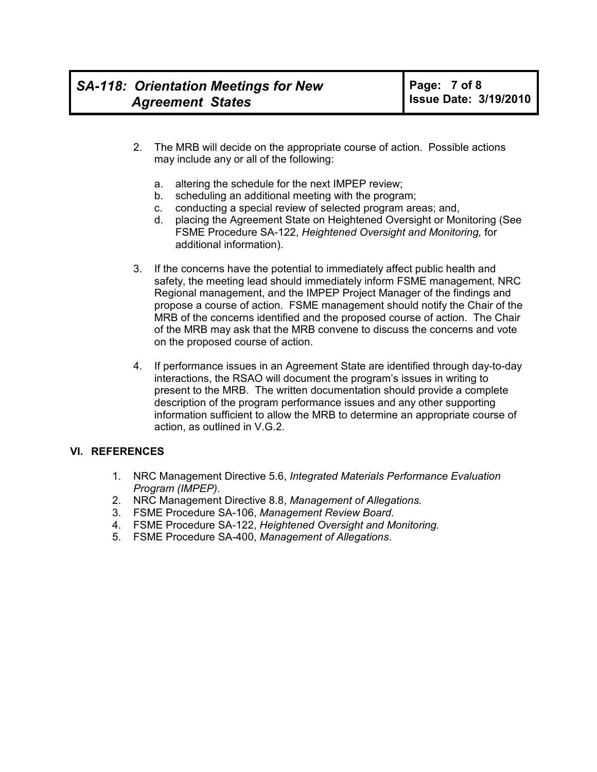2. The MRB will decide on the appropriate course of action. Possible actions may include any or all of the following:

   a. altering the schedule for the next IMPEP review;
   b. scheduling an additional meeting with the program;
   c. conducting a special review of selected program areas; and,
   d. placing the Agreement State on Heightened Oversight or Monitoring (See FSME Procedure SA-122, *Heightened Oversight and Monitoring,* for additional information).

3. If the concerns have the potential to immediately affect public health and safety, the meeting lead should immediately inform FSME management, NRC Regional management, and the IMPEP Project Manager of the findings and propose a course of action. FSME management should notify the Chair of the MRB of the concerns identified and the proposed course of action. The Chair of the MRB may ask that the MRB convene to discuss the concerns and vote on the proposed course of action.

4. If performance issues in an Agreement State are identified through day-to-day interactions, the RSAO will document the program's issues in writing to present to the MRB. The written documentation should provide a complete description of the program performance issues and any other supporting information sufficient to allow the MRB to determine an appropriate course of action, as outlined in V.G.2.

## VI. REFERENCES

1. NRC Management Directive 5.6, *Integrated Materials Performance Evaluation Program (IMPEP)*.
2. NRC Management Directive 8.8, *Management of Allegations.*
3. FSME Procedure SA-106, *Management Review Board*.
4. FSME Procedure SA-122, *Heightened Oversight and Monitoring*.
5. FSME Procedure SA-400, *Management of Allegations*.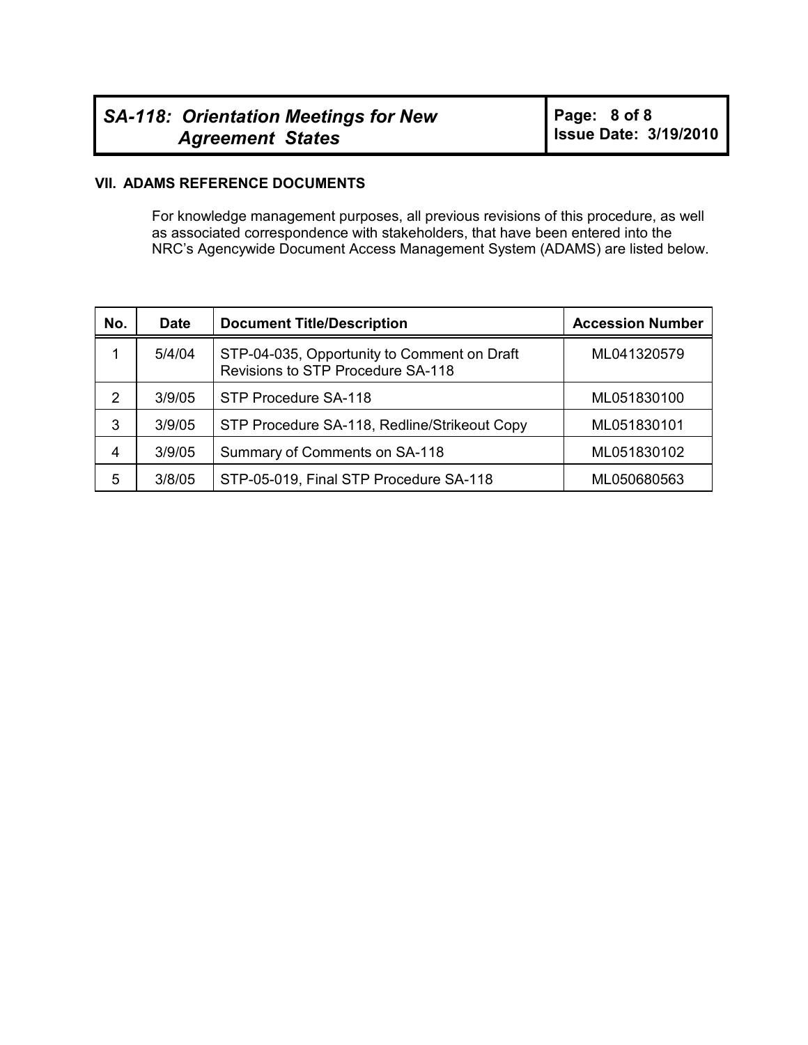## VII. ADAMS REFERENCE DOCUMENTS

For knowledge management purposes, all previous revisions of this procedure, as well as associated correspondence with stakeholders, that have been entered into the NRC's Agencywide Document Access Management System (ADAMS) are listed below.

| No. | Date | Document Title/Description | Accession Number |
|---|---|---|---|
| 1 | 5/4/04 | STP-04-035, Opportunity to Comment on Draft Revisions to STP Procedure SA-118 | ML041320579 |
| 2 | 3/9/05 | STP Procedure SA-118 | ML051830100 |
| 3 | 3/9/05 | STP Procedure SA-118, Redline/Strikeout Copy | ML051830101 |
| 4 | 3/9/05 | Summary of Comments on SA-118 | ML051830102 |
| 5 | 3/8/05 | STP-05-019, Final STP Procedure SA-118 | ML050680563 |